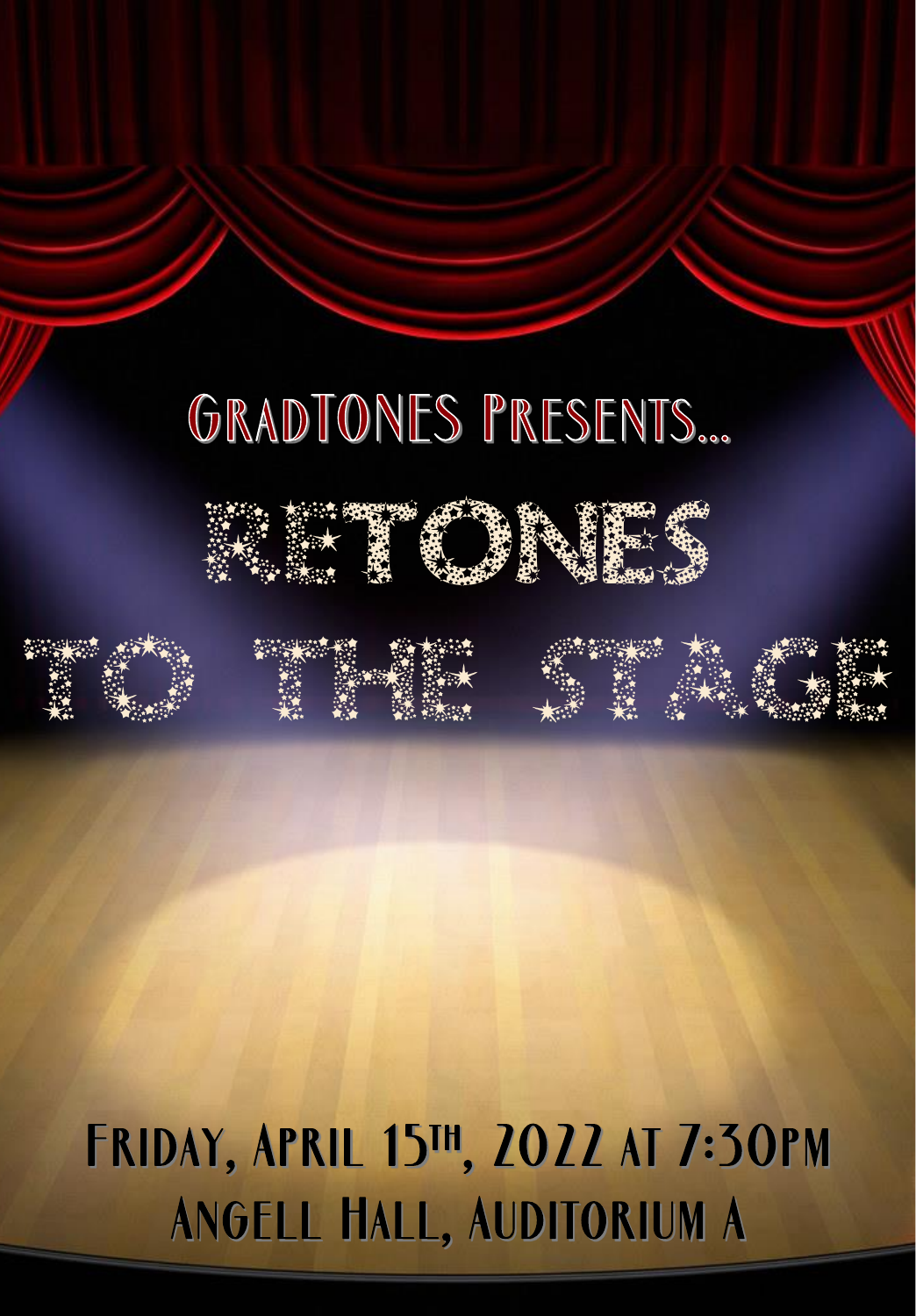GradTONES Presents...

# RETONES TO THE STAGE

Friday, April 15th, 2022 at 7:30pm

Angell Hall, Auditorium A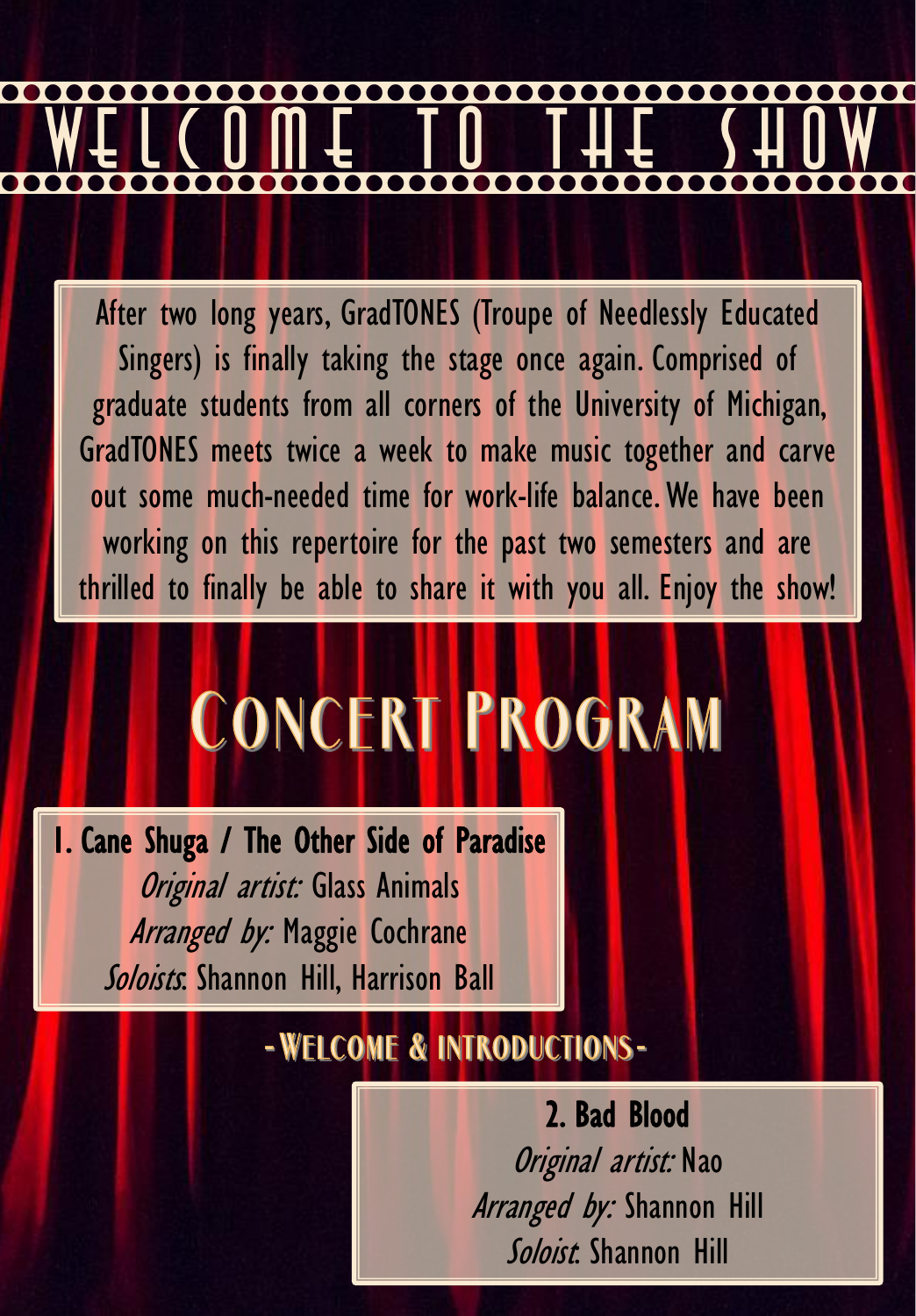# WELCOME TO THE SHOW

After two long years, GradTONES (Troupe of Needlessly Educated Singers) is finally taking the stage once again. Comprised of graduate students from all corners of the University of Michigan, GradTONES meets twice a week to make music together and carve out some much-needed time for work-life balance. We have been working on this repertoire for the past two semesters and are thrilled to finally be able to share it with you all. Enjoy the show!

## CONCERT PROGRAM

**1. Cane Shuga / The Other Side of Paradise**
*Original artist:* Glass Animals
*Arranged by:* Maggie Cochrane
*Soloists:* Shannon Hill, Harrison Ball

- WELCOME & INTRODUCTIONS -

**2. Bad Blood**
*Original artist:* Nao
*Arranged by:* Shannon Hill
*Soloist:* Shannon Hill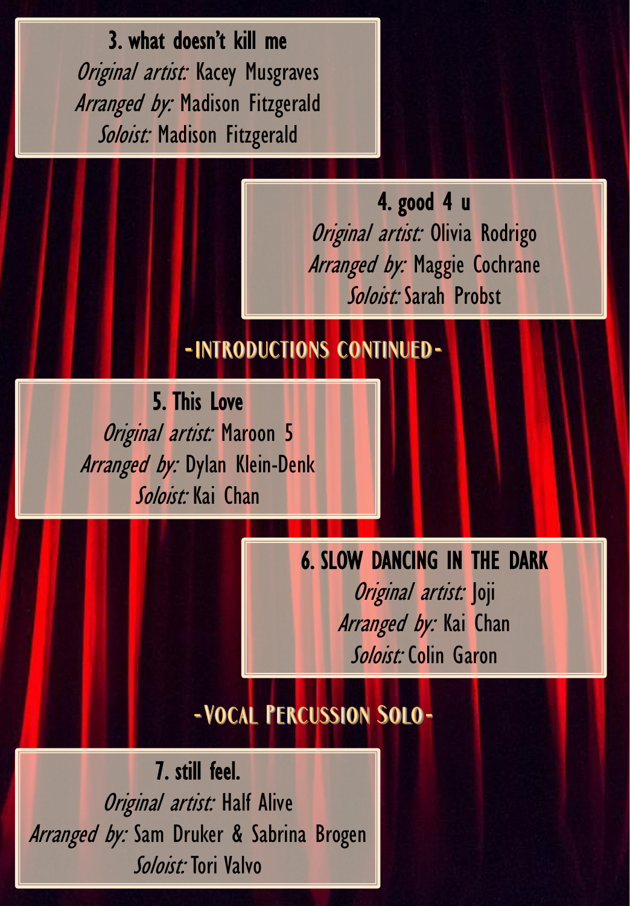### 3. what doesn't kill me

*Original artist:* Kacey Musgraves
*Arranged by:* Madison Fitzgerald
*Soloist:* Madison Fitzgerald

### 4. good 4 u

*Original artist:* Olivia Rodrigo
*Arranged by:* Maggie Cochrane
*Soloist:* Sarah Probst

## -INTRODUCTIONS CONTINUED-

### 5. This Love

*Original artist:* Maroon 5
*Arranged by:* Dylan Klein-Denk
*Soloist:* Kai Chan

### 6. SLOW DANCING IN THE DARK

*Original artist:* Joji
*Arranged by:* Kai Chan
*Soloist:* Colin Garon

## -Vocal Percussion Solo-

### 7. still feel.

*Original artist:* Half Alive
*Arranged by:* Sam Druker & Sabrina Brogen
*Soloist:* Tori Valvo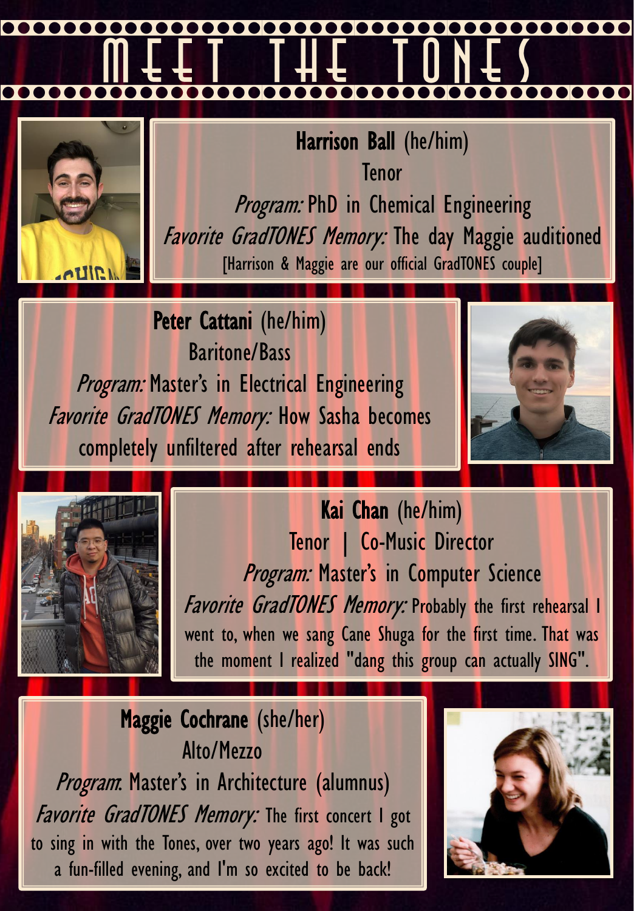# MEET THE TONES

**Harrison Ball** (he/him)
Tenor
*Program:* PhD in Chemical Engineering
*Favorite GradTONES Memory:* The day Maggie auditioned
[Harrison & Maggie are our official GradTONES couple]

**Peter Cattani** (he/him)
Baritone/Bass
*Program:* Master's in Electrical Engineering
*Favorite GradTONES Memory:* How Sasha becomes completely unfiltered after rehearsal ends

**Kai Chan** (he/him)
Tenor | Co-Music Director
*Program:* Master's in Computer Science
*Favorite GradTONES Memory:* Probably the first rehearsal I went to, when we sang Cane Shuga for the first time. That was the moment I realized "dang this group can actually SING".

**Maggie Cochrane** (she/her)
Alto/Mezzo
*Program:* Master's in Architecture (alumnus)
*Favorite GradTONES Memory:* The first concert I got to sing in with the Tones, over two years ago! It was such a fun-filled evening, and I'm so excited to be back!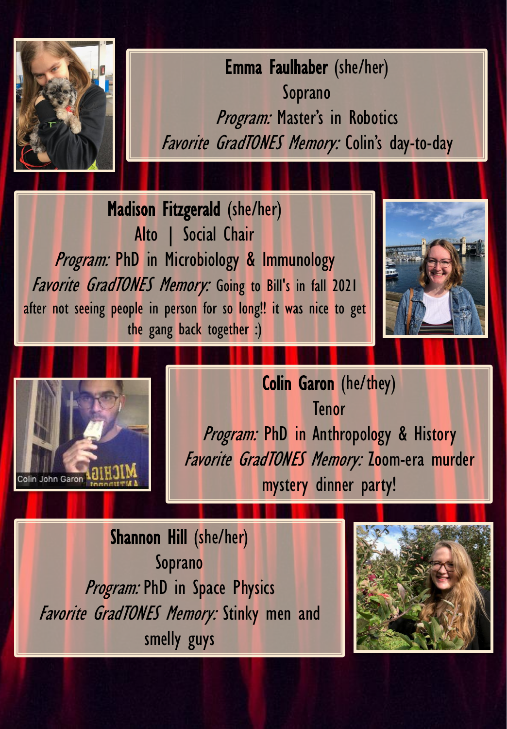**Emma Faulhaber** (she/her)
Soprano
*Program:* Master's in Robotics
*Favorite GradTONES Memory:* Colin's day-to-day

**Madison Fitzgerald** (she/her)
Alto | Social Chair
*Program:* PhD in Microbiology & Immunology
*Favorite GradTONES Memory:* Going to Bill's in fall 2021 after not seeing people in person for so long!! it was nice to get the gang back together :)

**Colin Garon** (he/they)
Tenor
*Program:* PhD in Anthropology & History
*Favorite GradTONES Memory:* Zoom-era murder mystery dinner party!

**Shannon Hill** (she/her)
Soprano
*Program:* PhD in Space Physics
*Favorite GradTONES Memory:* Stinky men and smelly guys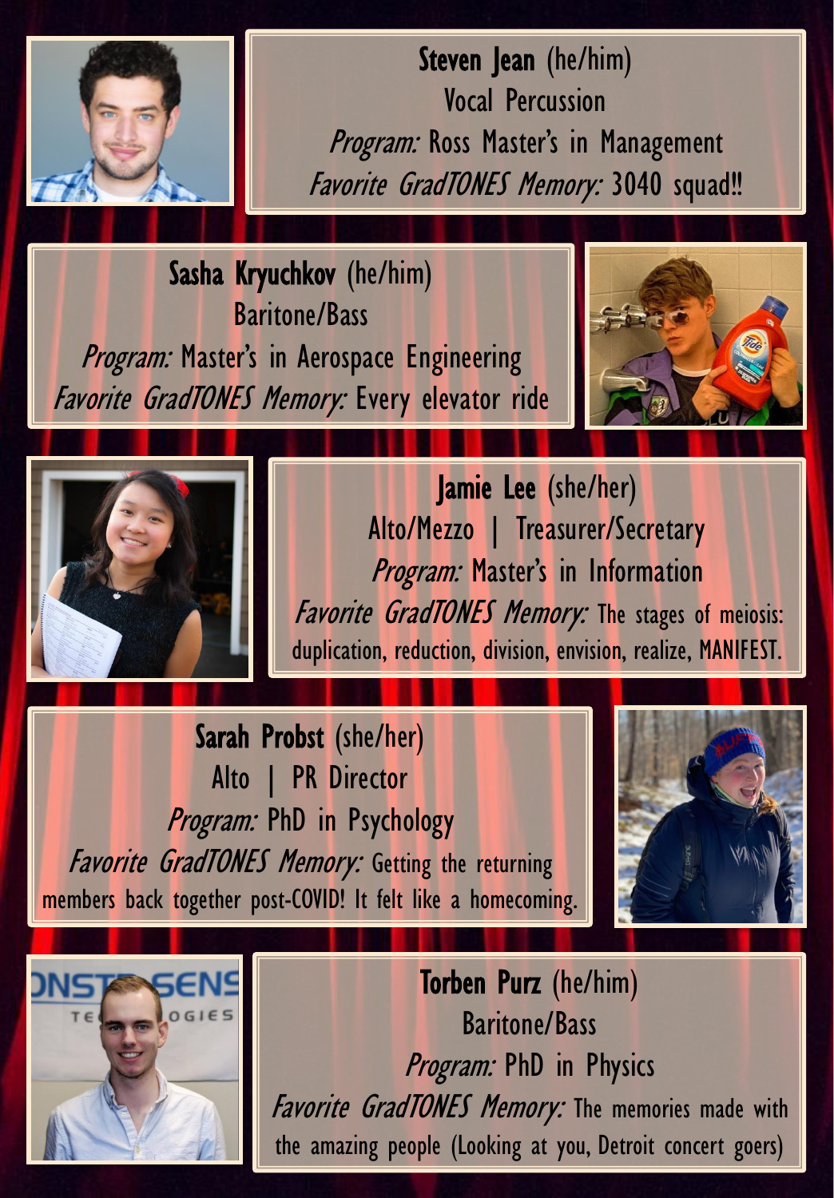**Steven Jean** (he/him)
Vocal Percussion
*Program:* Ross Master's in Management
*Favorite GradTONES Memory:* 3040 squad!!

**Sasha Kryuchkov** (he/him)
Baritone/Bass
*Program:* Master's in Aerospace Engineering
*Favorite GradTONES Memory:* Every elevator ride

**Jamie Lee** (she/her)
Alto/Mezzo | Treasurer/Secretary
*Program:* Master's in Information
*Favorite GradTONES Memory:* The stages of meiosis: duplication, reduction, division, envision, realize, MANIFEST.

**Sarah Probst** (she/her)
Alto | PR Director
*Program:* PhD in Psychology
*Favorite GradTONES Memory:* Getting the returning members back together post-COVID! It felt like a homecoming.

**Torben Purz** (he/him)
Baritone/Bass
*Program:* PhD in Physics
*Favorite GradTONES Memory:* The memories made with the amazing people (Looking at you, Detroit concert goers)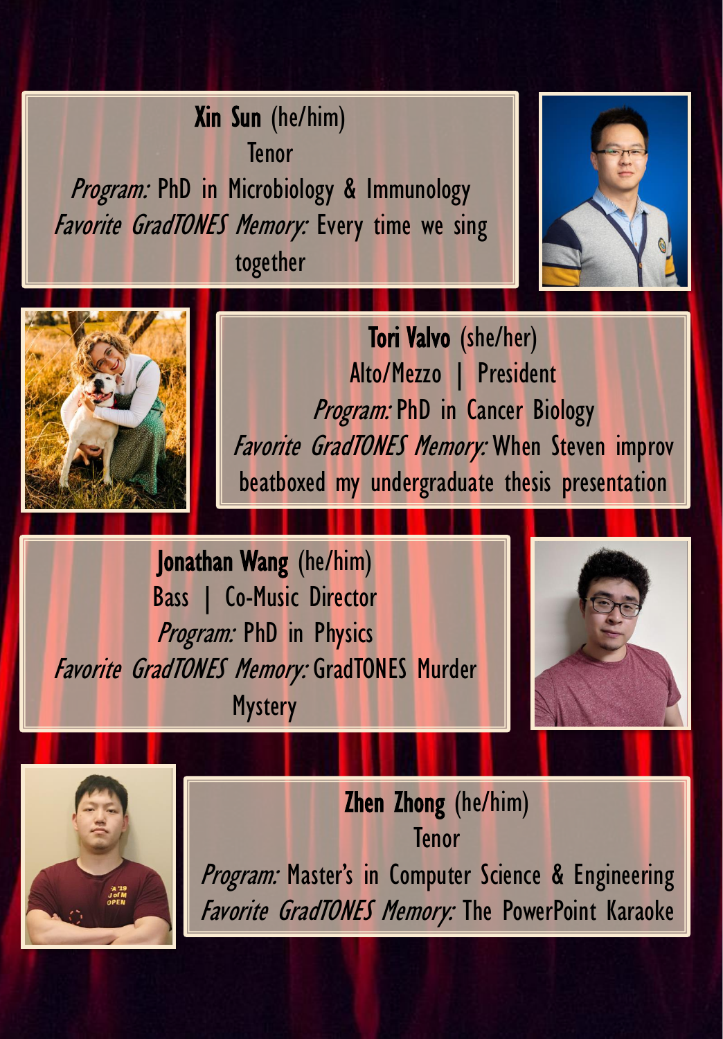**Xin Sun** (he/him)
Tenor
*Program:* PhD in Microbiology & Immunology
*Favorite GradTONES Memory:* Every time we sing together

**Tori Valvo** (she/her)
Alto/Mezzo | President
*Program:* PhD in Cancer Biology
*Favorite GradTONES Memory:* When Steven improv beatboxed my undergraduate thesis presentation

**Jonathan Wang** (he/him)
Bass | Co-Music Director
*Program:* PhD in Physics
*Favorite GradTONES Memory:* GradTONES Murder Mystery

**Zhen Zhong** (he/him)
Tenor
*Program:* Master's in Computer Science & Engineering
*Favorite GradTONES Memory:* The PowerPoint Karaoke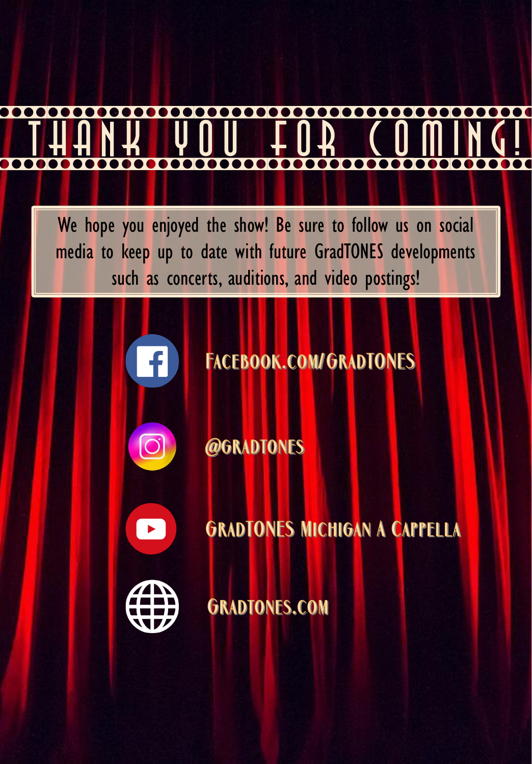# THANK YOU FOR COMING!

We hope you enjoyed the show! Be sure to follow us on social media to keep up to date with future GradTONES developments such as concerts, auditions, and video postings!

FACEBOOK.COM/GRADTONES

@GRADTONES

GRADTONES MICHIGAN A CAPPELLA

GRADTONES.COM